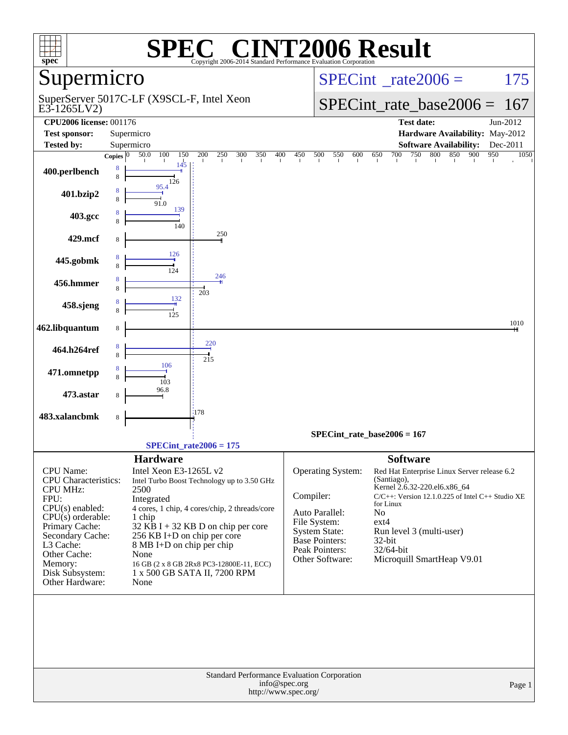# SPEC CINT2006 Result

Copyright 2006-2014 Standard Performance Evaluation Corporation

## Supermicro

SuperServer 5017C-LF (X9SCL-F, Intel Xeon E3-1265LV2)

SPECint_rate2006 = 175

SPECint_rate_base2006 = 167

| | | | |
|---|---|---|---|
| **CPU2006 license:** | 001176 | **Test date:** | Jun-2012 |
| **Test sponsor:** | Supermicro | **Hardware Availability:** | May-2012 |
| **Tested by:** | Supermicro | **Software Availability:** | Dec-2011 |

| Benchmark | Copies (peak) | Peak | Copies (base) | Base |
|---|---|---|---|---|
| 400.perlbench | 8 | 145 | 8 | 126 |
| 401.bzip2 | 8 | 95.4 | 8 | 91.0 |
| 403.gcc | 8 | 139 | 8 | 140 |
| 429.mcf | | | 8 | 250 |
| 445.gobmk | 8 | 126 | 8 | 124 |
| 456.hmmer | 8 | 246 | 8 | 203 |
| 458.sjeng | 8 | 132 | 8 | 125 |
| 462.libquantum | | | 8 | 1010 |
| 464.h264ref | 8 | 220 | 8 | 215 |
| 471.omnetpp | 8 | 106 | 8 | 103 |
| 473.astar | | | 8 | 96.8 |
| 483.xalancbmk | | | 8 | 178 |

SPECint_rate_base2006 = 167

SPECint_rate2006 = 175

### Hardware

| | |
|---|---|
| CPU Name: | Intel Xeon E3-1265L v2 |
| CPU Characteristics: | Intel Turbo Boost Technology up to 3.50 GHz |
| CPU MHz: | 2500 |
| FPU: | Integrated |
| CPU(s) enabled: | 4 cores, 1 chip, 4 cores/chip, 2 threads/core |
| CPU(s) orderable: | 1 chip |
| Primary Cache: | 32 KB I + 32 KB D on chip per core |
| Secondary Cache: | 256 KB I+D on chip per core |
| L3 Cache: | 8 MB I+D on chip per chip |
| Other Cache: | None |
| Memory: | 16 GB (2 x 8 GB 2Rx8 PC3-12800E-11, ECC) |
| Disk Subsystem: | 1 x 500 GB SATA II, 7200 RPM |
| Other Hardware: | None |

### Software

| | |
|---|---|
| Operating System: | Red Hat Enterprise Linux Server release 6.2 (Santiago), Kernel 2.6.32-220.el6.x86_64 |
| Compiler: | C/C++: Version 12.1.0.225 of Intel C++ Studio XE for Linux |
| Auto Parallel: | No |
| File System: | ext4 |
| System State: | Run level 3 (multi-user) |
| Base Pointers: | 32-bit |
| Peak Pointers: | 32/64-bit |
| Other Software: | Microquill SmartHeap V9.01 |

Standard Performance Evaluation Corporation
info@spec.org
http://www.spec.org/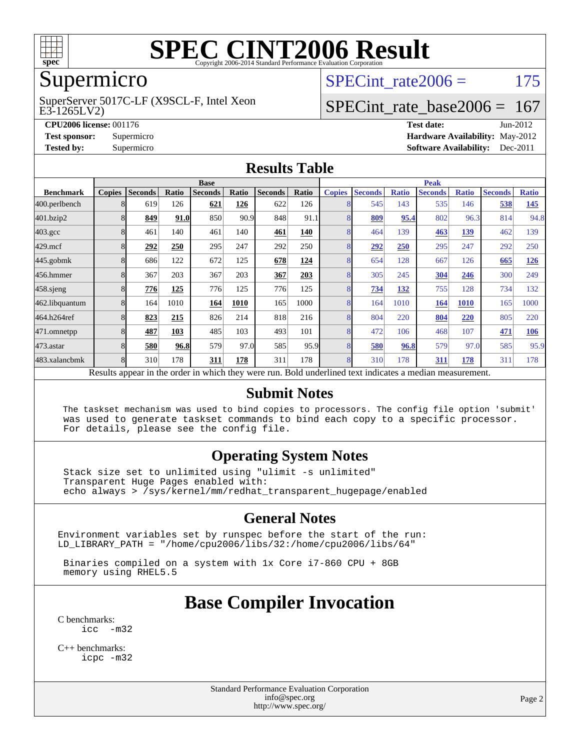# SPEC CINT2006 Result

Copyright 2006-2014 Standard Performance Evaluation Corporation

## Supermicro

SuperServer 5017C-LF (X9SCL-F, Intel Xeon E3-1265LV2)

SPECint_rate2006 = 175

SPECint_rate_base2006 = 167

| | | | |
|---|---|---|---|
| **CPU2006 license:** 001176 | | **Test date:** | Jun-2012 |
| **Test sponsor:** | Supermicro | **Hardware Availability:** | May-2012 |
| **Tested by:** | Supermicro | **Software Availability:** | Dec-2011 |

## Results Table

| | Base | | | | | | | Peak | | | | | | |
|---|---|---|---|---|---|---|---|---|---|---|---|---|---|---|
| **Benchmark** | **Copies** | **Seconds** | **Ratio** | **Seconds** | **Ratio** | **Seconds** | **Ratio** | **Copies** | **Seconds** | **Ratio** | **Seconds** | **Ratio** | **Seconds** | **Ratio** |
| 400.perlbench | 8 | 619 | 126 | **621** | **126** | 622 | 126 | 8 | 545 | 143 | 535 | 146 | **538** | **145** |
| 401.bzip2 | 8 | **849** | **91.0** | 850 | 90.9 | 848 | 91.1 | 8 | **809** | **95.4** | 802 | 96.3 | 814 | 94.8 |
| 403.gcc | 8 | 461 | 140 | 461 | 140 | **461** | **140** | 8 | 464 | 139 | **463** | **139** | 462 | 139 |
| 429.mcf | 8 | **292** | **250** | 295 | 247 | 292 | 250 | 8 | **292** | **250** | 295 | 247 | 292 | 250 |
| 445.gobmk | 8 | 686 | 122 | 672 | 125 | **678** | **124** | 8 | 654 | 128 | 667 | 126 | **665** | **126** |
| 456.hmmer | 8 | 367 | 203 | 367 | 203 | **367** | **203** | 8 | 305 | 245 | **304** | **246** | 300 | 249 |
| 458.sjeng | 8 | **776** | **125** | 776 | 125 | 776 | 125 | 8 | **734** | **132** | 755 | 128 | 734 | 132 |
| 462.libquantum | 8 | 164 | 1010 | **164** | **1010** | 165 | 1000 | 8 | 164 | 1010 | **164** | **1010** | 165 | 1000 |
| 464.h264ref | 8 | **823** | **215** | 826 | 214 | 818 | 216 | 8 | 804 | 220 | **804** | **220** | 805 | 220 |
| 471.omnetpp | 8 | **487** | **103** | 485 | 103 | 493 | 101 | 8 | 472 | 106 | 468 | 107 | **471** | **106** |
| 473.astar | 8 | **580** | **96.8** | 579 | 97.0 | 585 | 95.9 | 8 | **580** | **96.8** | 579 | 97.0 | 585 | 95.9 |
| 483.xalancbmk | 8 | 310 | 178 | **311** | **178** | 311 | 178 | 8 | 310 | 178 | **311** | **178** | 311 | 178 |

Results appear in the order in which they were run. Bold underlined text indicates a median measurement.

## Submit Notes

```
The taskset mechanism was used to bind copies to processors. The config file option 'submit'
was used to generate taskset commands to bind each copy to a specific processor.
For details, please see the config file.
```

## Operating System Notes

```
Stack size set to unlimited using "ulimit -s unlimited"
Transparent Huge Pages enabled with:
echo always > /sys/kernel/mm/redhat_transparent_hugepage/enabled
```

## General Notes

```
Environment variables set by runspec before the start of the run:
LD_LIBRARY_PATH = "/home/cpu2006/libs/32:/home/cpu2006/libs/64"

 Binaries compiled on a system with 1x Core i7-860 CPU + 8GB
 memory using RHEL5.5
```

## Base Compiler Invocation

C benchmarks:
```
icc  -m32
```

C++ benchmarks:
```
icpc -m32
```

Standard Performance Evaluation Corporation
info@spec.org
http://www.spec.org/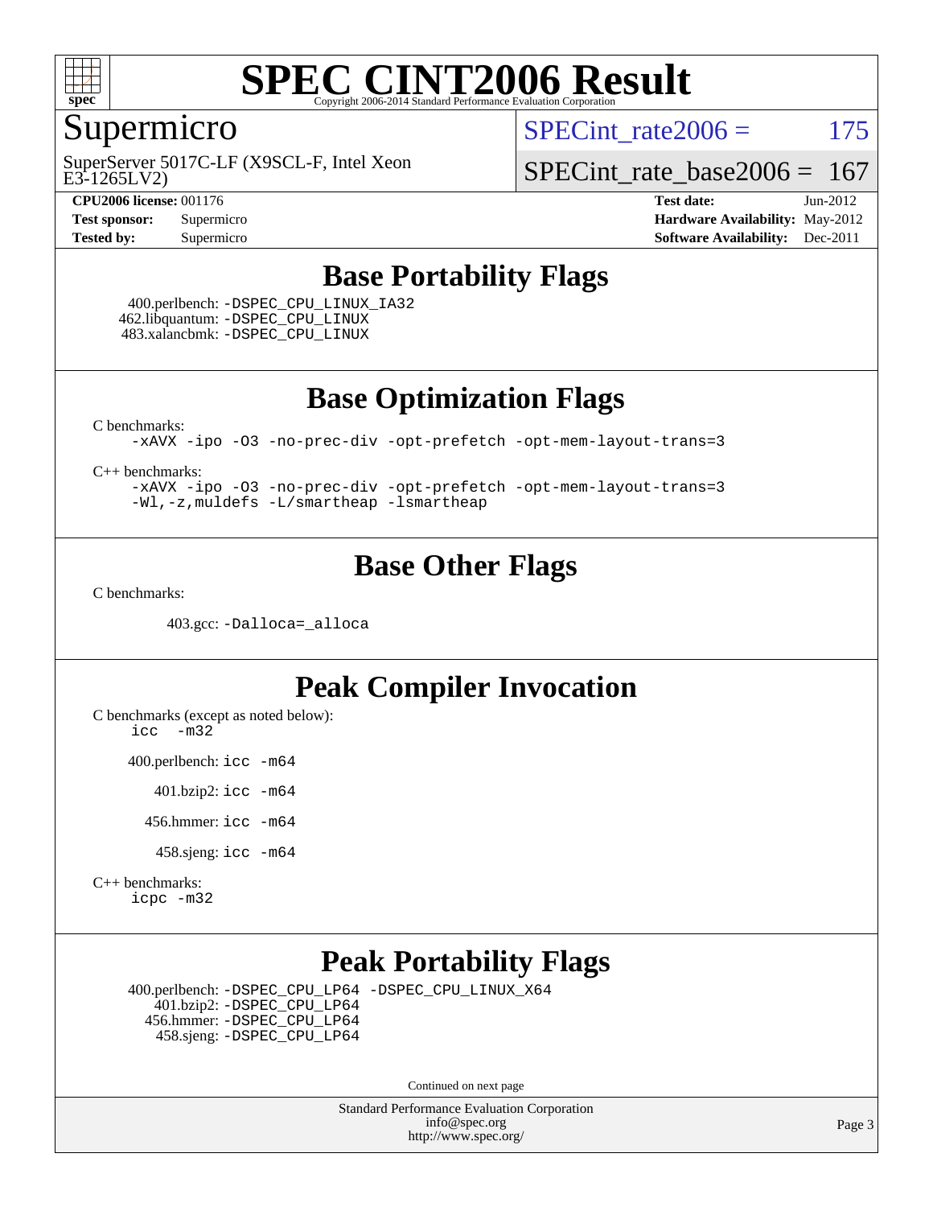# SPEC CINT2006 Result

Copyright 2006-2014 Standard Performance Evaluation Corporation

## Supermicro

SuperServer 5017C-LF (X9SCL-F, Intel Xeon E3-1265LV2)

SPECint_rate2006 = 175

SPECint_rate_base2006 = 167

**CPU2006 license:** 001176
**Test sponsor:** Supermicro
**Tested by:** Supermicro

**Test date:** Jun-2012
**Hardware Availability:** May-2012
**Software Availability:** Dec-2011

## Base Portability Flags

400.perlbench: `-DSPEC_CPU_LINUX_IA32`
462.libquantum: `-DSPEC_CPU_LINUX`
483.xalancbmk: `-DSPEC_CPU_LINUX`

## Base Optimization Flags

C benchmarks:

```
-xAVX -ipo -O3 -no-prec-div -opt-prefetch -opt-mem-layout-trans=3
```

C++ benchmarks:

```
-xAVX -ipo -O3 -no-prec-div -opt-prefetch -opt-mem-layout-trans=3
-Wl,-z,muldefs -L/smartheap -lsmartheap
```

## Base Other Flags

C benchmarks:

403.gcc: `-Dalloca=_alloca`

## Peak Compiler Invocation

C benchmarks (except as noted below):

```
icc  -m32
```

400.perlbench: `icc -m64`

401.bzip2: `icc -m64`

456.hmmer: `icc -m64`

458.sjeng: `icc -m64`

C++ benchmarks:

```
icpc -m32
```

## Peak Portability Flags

400.perlbench: `-DSPEC_CPU_LP64 -DSPEC_CPU_LINUX_X64`
401.bzip2: `-DSPEC_CPU_LP64`
456.hmmer: `-DSPEC_CPU_LP64`
458.sjeng: `-DSPEC_CPU_LP64`

Continued on next page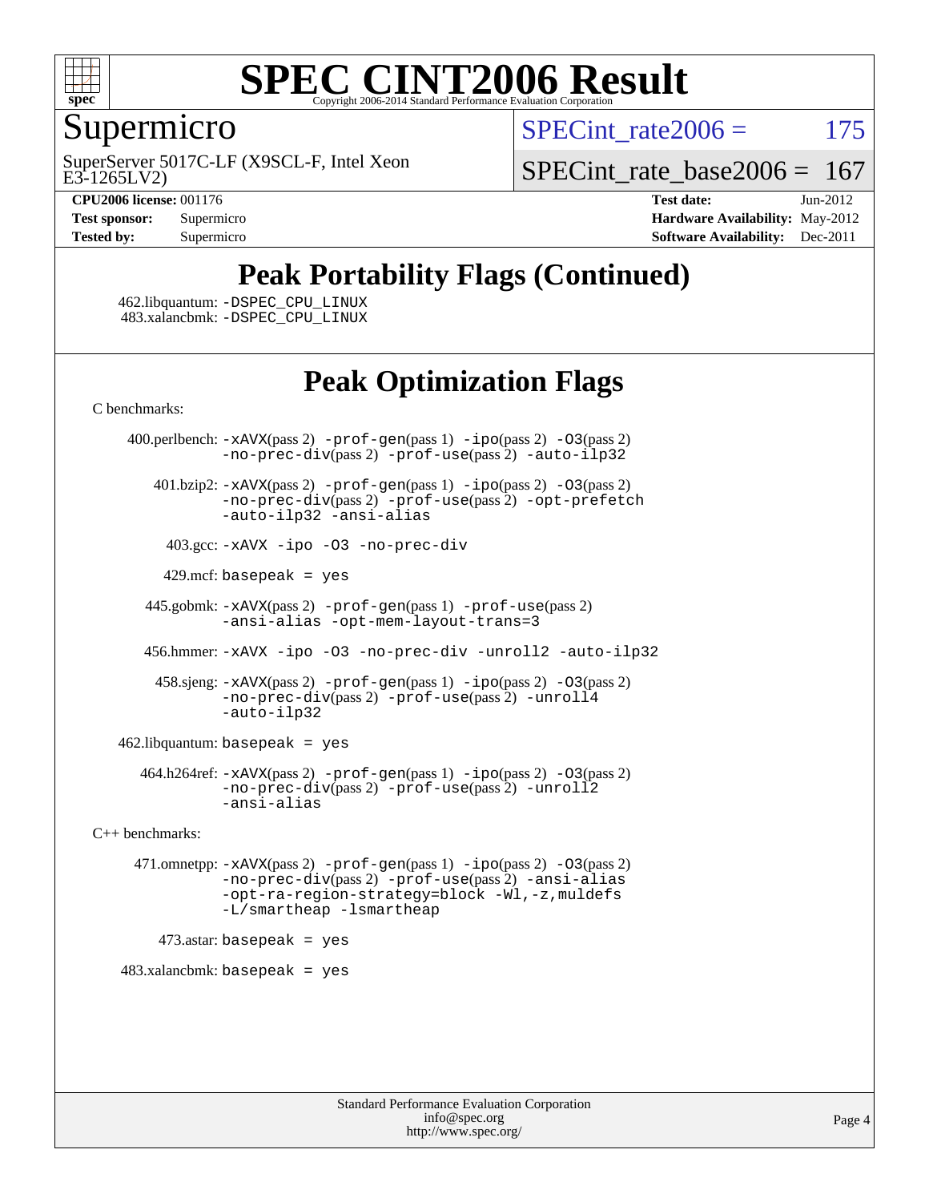# SPEC CINT2006 Result

Copyright 2006-2014 Standard Performance Evaluation Corporation

## Supermicro

SuperServer 5017C-LF (X9SCL-F, Intel Xeon E3-1265LV2)

SPECint_rate2006 = 175

SPECint_rate_base2006 = 167

**CPU2006 license:** 001176
**Test sponsor:** Supermicro
**Tested by:** Supermicro

**Test date:** Jun-2012
**Hardware Availability:** May-2012
**Software Availability:** Dec-2011

## Peak Portability Flags (Continued)

462.libquantum: `-DSPEC_CPU_LINUX`
483.xalancbmk: `-DSPEC_CPU_LINUX`

## Peak Optimization Flags

C benchmarks:

400.perlbench: `-xAVX`(pass 2) `-prof-gen`(pass 1) `-ipo`(pass 2) `-O3`(pass 2) `-no-prec-div`(pass 2) `-prof-use`(pass 2) `-auto-ilp32`

401.bzip2: `-xAVX`(pass 2) `-prof-gen`(pass 1) `-ipo`(pass 2) `-O3`(pass 2) `-no-prec-div`(pass 2) `-prof-use`(pass 2) `-opt-prefetch` `-auto-ilp32` `-ansi-alias`

403.gcc: `-xAVX -ipo -O3 -no-prec-div`

429.mcf: basepeak = yes

445.gobmk: `-xAVX`(pass 2) `-prof-gen`(pass 1) `-prof-use`(pass 2) `-ansi-alias` `-opt-mem-layout-trans=3`

456.hmmer: `-xAVX -ipo -O3 -no-prec-div -unroll2 -auto-ilp32`

458.sjeng: `-xAVX`(pass 2) `-prof-gen`(pass 1) `-ipo`(pass 2) `-O3`(pass 2) `-no-prec-div`(pass 2) `-prof-use`(pass 2) `-unroll4` `-auto-ilp32`

462.libquantum: basepeak = yes

464.h264ref: `-xAVX`(pass 2) `-prof-gen`(pass 1) `-ipo`(pass 2) `-O3`(pass 2) `-no-prec-div`(pass 2) `-prof-use`(pass 2) `-unroll2` `-ansi-alias`

C++ benchmarks:

471.omnetpp: `-xAVX`(pass 2) `-prof-gen`(pass 1) `-ipo`(pass 2) `-O3`(pass 2) `-no-prec-div`(pass 2) `-prof-use`(pass 2) `-ansi-alias` `-opt-ra-region-strategy=block` `-Wl,-z,muldefs` `-L/smartheap -lsmartheap`

473.astar: basepeak = yes

483.xalancbmk: basepeak = yes

Standard Performance Evaluation Corporation
info@spec.org
http://www.spec.org/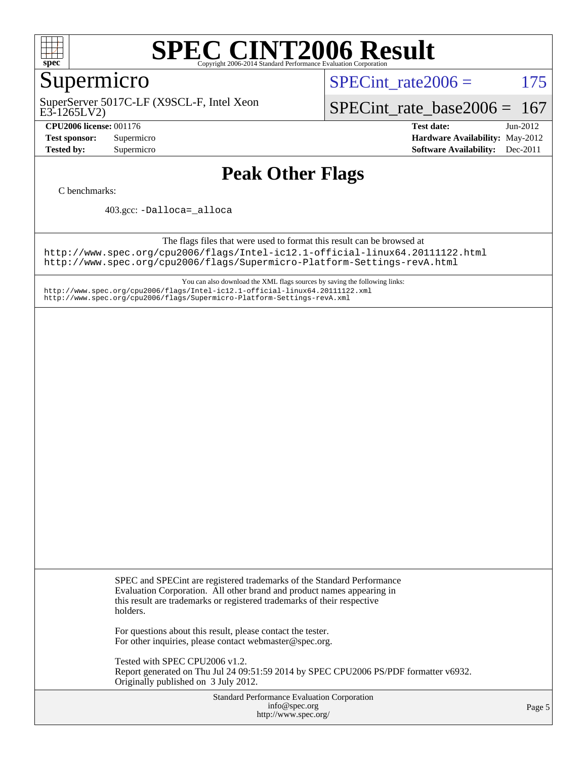# SPEC CINT2006 Result

Copyright 2006-2014 Standard Performance Evaluation Corporation

## Supermicro

SuperServer 5017C-LF (X9SCL-F, Intel Xeon E3-1265LV2)

SPECint_rate2006 = 175

SPECint_rate_base2006 = 167

**CPU2006 license:** 001176
**Test sponsor:** Supermicro
**Tested by:** Supermicro

**Test date:** Jun-2012
**Hardware Availability:** May-2012
**Software Availability:** Dec-2011

## Peak Other Flags

C benchmarks:

403.gcc: `-Dalloca=_alloca`

The flags files that were used to format this result can be browsed at
http://www.spec.org/cpu2006/flags/Intel-ic12.1-official-linux64.20111122.html
http://www.spec.org/cpu2006/flags/Supermicro-Platform-Settings-revA.html

You can also download the XML flags sources by saving the following links:
http://www.spec.org/cpu2006/flags/Intel-ic12.1-official-linux64.20111122.xml
http://www.spec.org/cpu2006/flags/Supermicro-Platform-Settings-revA.xml

SPEC and SPECint are registered trademarks of the Standard Performance Evaluation Corporation. All other brand and product names appearing in this result are trademarks or registered trademarks of their respective holders.

For questions about this result, please contact the tester.
For other inquiries, please contact webmaster@spec.org.

Tested with SPEC CPU2006 v1.2.
Report generated on Thu Jul 24 09:51:59 2014 by SPEC CPU2006 PS/PDF formatter v6932.
Originally published on 3 July 2012.

Standard Performance Evaluation Corporation
info@spec.org
http://www.spec.org/